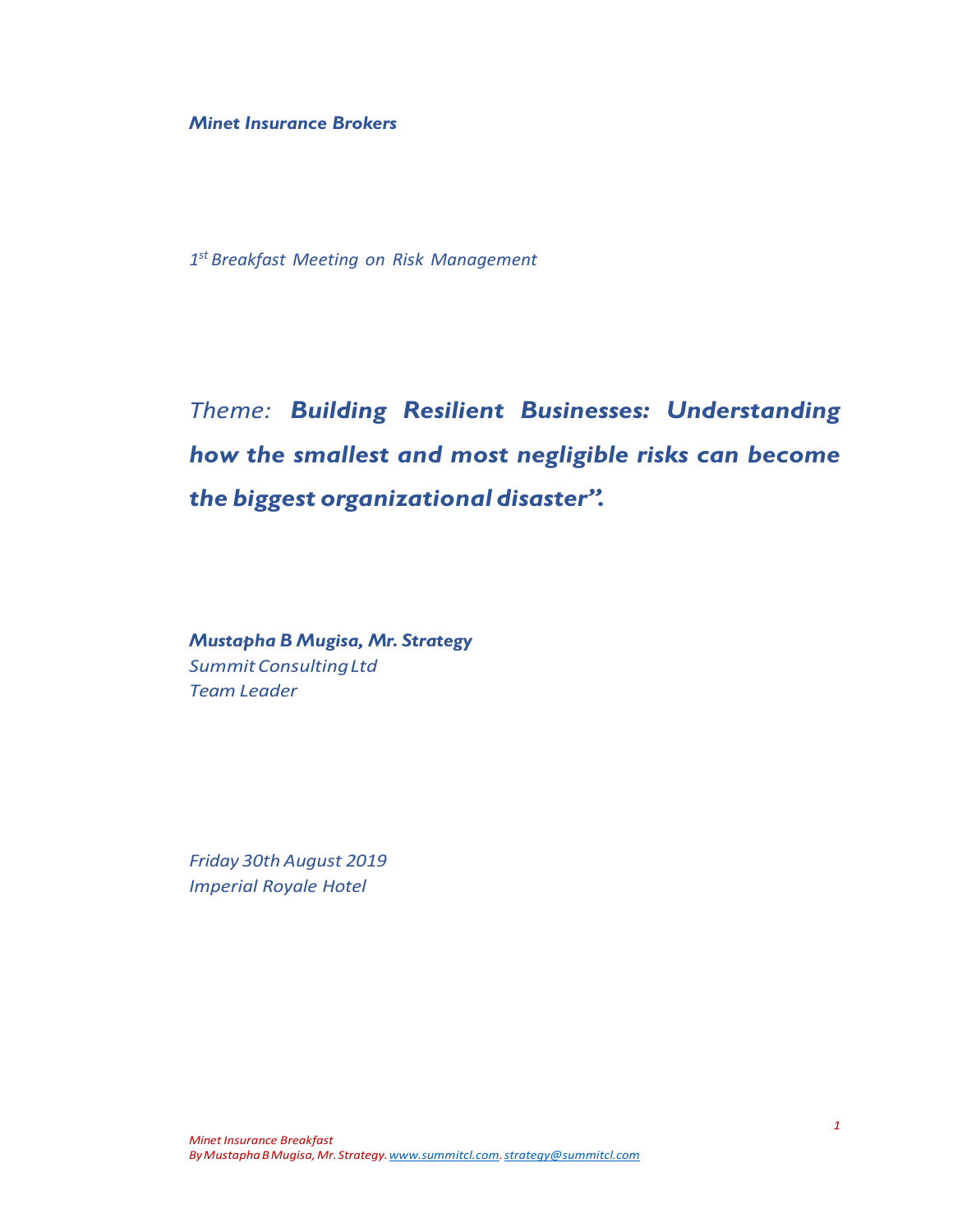*Minet Insurance Brokers*

*1st Breakfast Meeting on Risk Management*

# *Theme:* ***Building Resilient Businesses: Understanding how the smallest and most negligible risks can become the biggest organizational disaster".***

***Mustapha B Mugisa, Mr. Strategy***
*Summit Consulting Ltd*
*Team Leader*

*Friday 30th August 2019*
*Imperial Royale Hotel*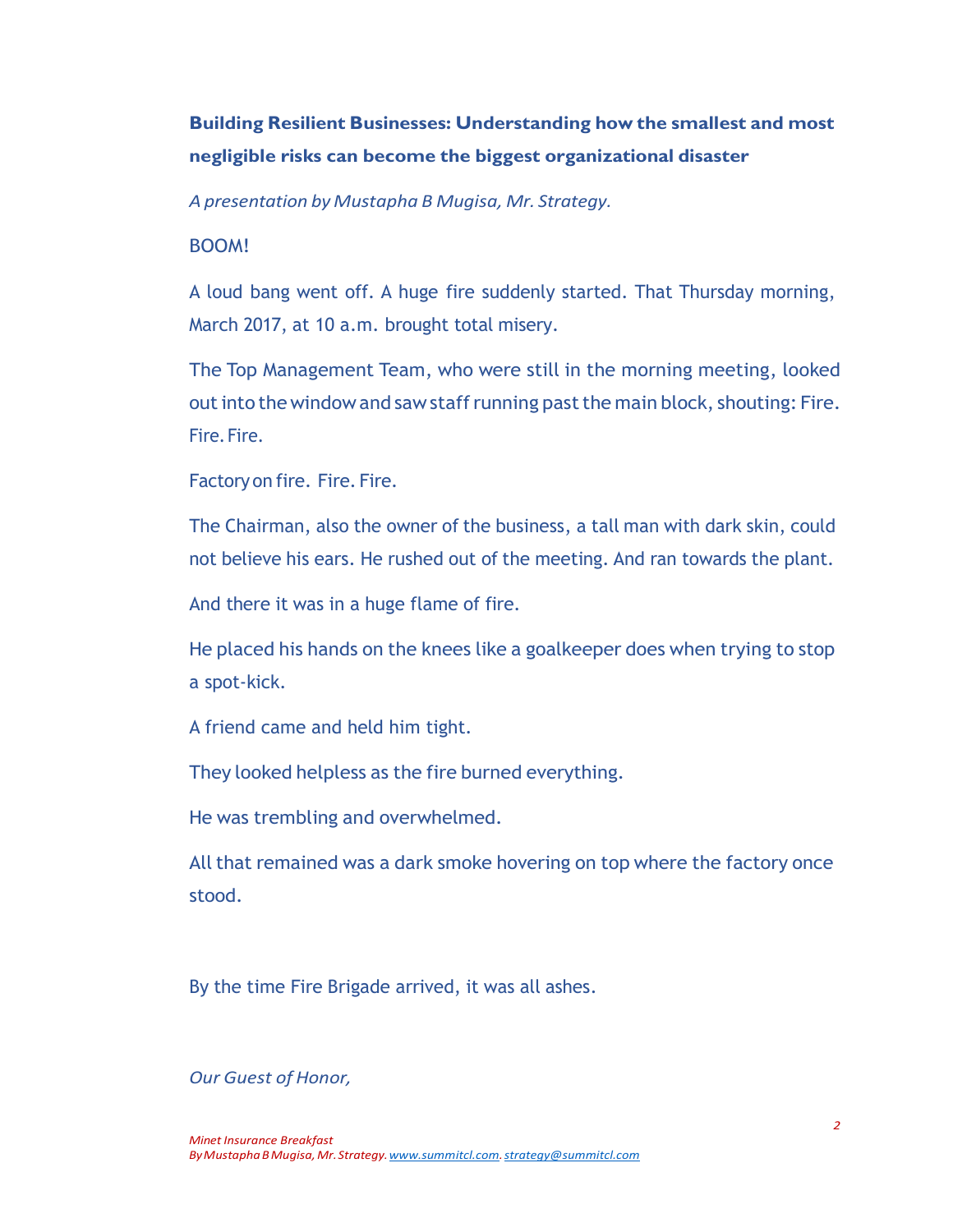**Building Resilient Businesses: Understanding how the smallest and most negligible risks can become the biggest organizational disaster**

*A presentation by Mustapha B Mugisa, Mr. Strategy.*

BOOM!

A loud bang went off. A huge fire suddenly started. That Thursday morning, March 2017, at 10 a.m. brought total misery.

The Top Management Team, who were still in the morning meeting, looked out into the window and saw staff running past the main block, shouting: Fire. Fire. Fire.

Factory on fire. Fire. Fire.

The Chairman, also the owner of the business, a tall man with dark skin, could not believe his ears. He rushed out of the meeting. And ran towards the plant.

And there it was in a huge flame of fire.

He placed his hands on the knees like a goalkeeper does when trying to stop a spot-kick.

A friend came and held him tight.

They looked helpless as the fire burned everything.

He was trembling and overwhelmed.

All that remained was a dark smoke hovering on top where the factory once stood.

By the time Fire Brigade arrived, it was all ashes.

*Our Guest of Honor,*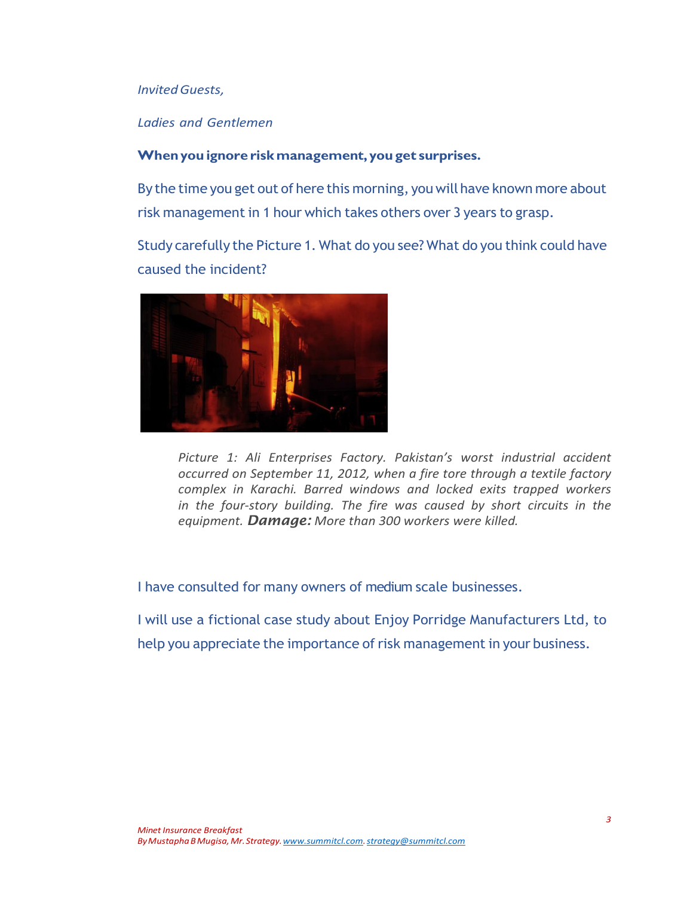*Invited Guests,*

*Ladies and Gentlemen*

**When you ignore risk management, you get surprises.**

By the time you get out of here this morning, you will have known more about risk management in 1 hour which takes others over 3 years to grasp.

Study carefully the Picture 1. What do you see? What do you think could have caused the incident?

*Picture 1: Ali Enterprises Factory. Pakistan's worst industrial accident occurred on September 11, 2012, when a fire tore through a textile factory complex in Karachi. Barred windows and locked exits trapped workers in the four-story building. The fire was caused by short circuits in the equipment.* ***Damage:*** *More than 300 workers were killed.*

I have consulted for many owners of medium scale businesses.

I will use a fictional case study about Enjoy Porridge Manufacturers Ltd, to help you appreciate the importance of risk management in your business.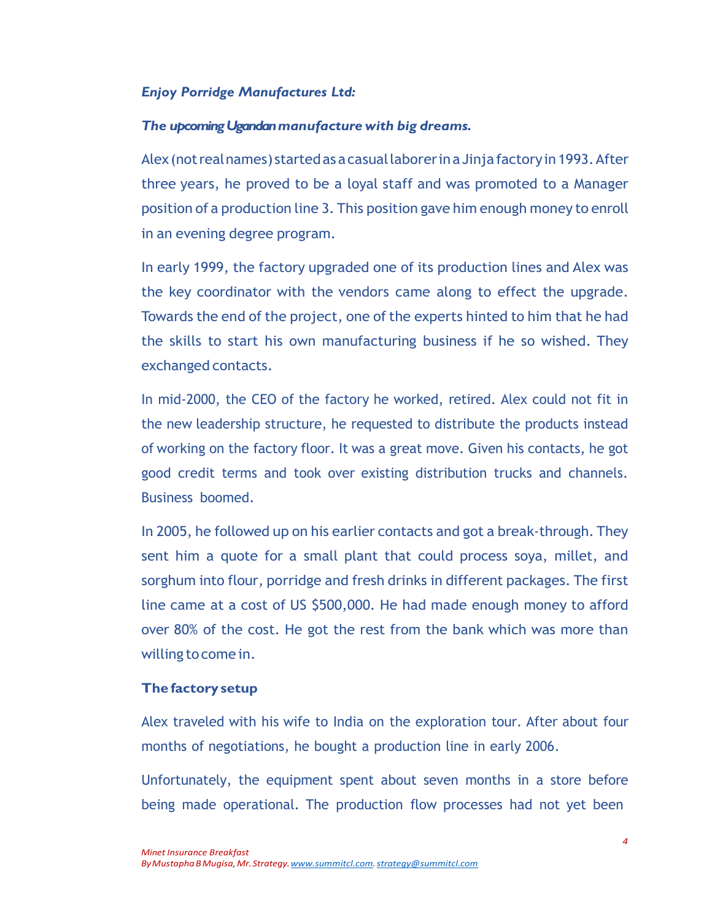*Enjoy Porridge Manufactures Ltd:*

***The upcoming Ugandan manufacture with big dreams.***

Alex (not real names) started as a casual laborer in a Jinja factory in 1993. After three years, he proved to be a loyal staff and was promoted to a Manager position of a production line 3. This position gave him enough money to enroll in an evening degree program.

In early 1999, the factory upgraded one of its production lines and Alex was the key coordinator with the vendors came along to effect the upgrade. Towards the end of the project, one of the experts hinted to him that he had the skills to start his own manufacturing business if he so wished. They exchanged contacts.

In mid-2000, the CEO of the factory he worked, retired. Alex could not fit in the new leadership structure, he requested to distribute the products instead of working on the factory floor. It was a great move. Given his contacts, he got good credit terms and took over existing distribution trucks and channels. Business boomed.

In 2005, he followed up on his earlier contacts and got a break-through. They sent him a quote for a small plant that could process soya, millet, and sorghum into flour, porridge and fresh drinks in different packages. The first line came at a cost of US $500,000. He had made enough money to afford over 80% of the cost. He got the rest from the bank which was more than willing to come in.

**The factory setup**

Alex traveled with his wife to India on the exploration tour. After about four months of negotiations, he bought a production line in early 2006.

Unfortunately, the equipment spent about seven months in a store before being made operational. The production flow processes had not yet been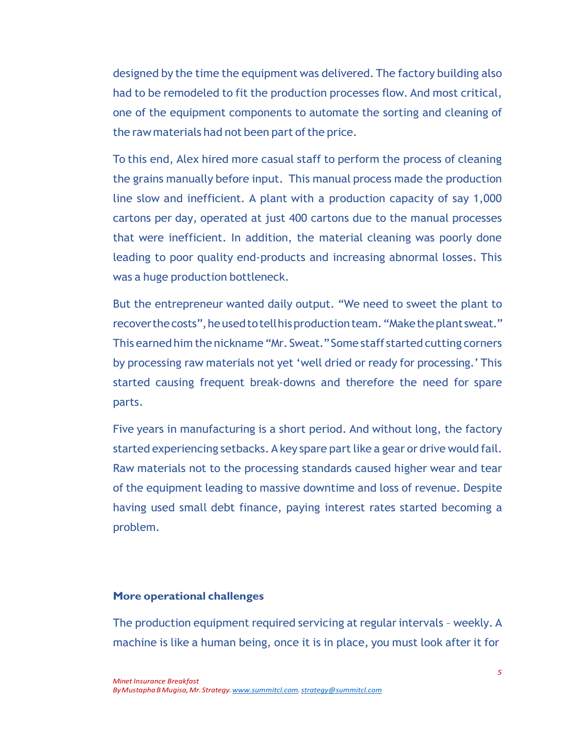designed by the time the equipment was delivered. The factory building also had to be remodeled to fit the production processes flow. And most critical, one of the equipment components to automate the sorting and cleaning of the raw materials had not been part of the price.

To this end, Alex hired more casual staff to perform the process of cleaning the grains manually before input. This manual process made the production line slow and inefficient. A plant with a production capacity of say 1,000 cartons per day, operated at just 400 cartons due to the manual processes that were inefficient. In addition, the material cleaning was poorly done leading to poor quality end-products and increasing abnormal losses. This was a huge production bottleneck.

But the entrepreneur wanted daily output. "We need to sweet the plant to recover the costs", he used to tell his production team. "Make the plant sweat." This earned him the nickname "Mr. Sweat." Some staff started cutting corners by processing raw materials not yet 'well dried or ready for processing.' This started causing frequent break-downs and therefore the need for spare parts.

Five years in manufacturing is a short period. And without long, the factory started experiencing setbacks. A key spare part like a gear or drive would fail. Raw materials not to the processing standards caused higher wear and tear of the equipment leading to massive downtime and loss of revenue. Despite having used small debt finance, paying interest rates started becoming a problem.

### More operational challenges

The production equipment required servicing at regular intervals – weekly. A machine is like a human being, once it is in place, you must look after it for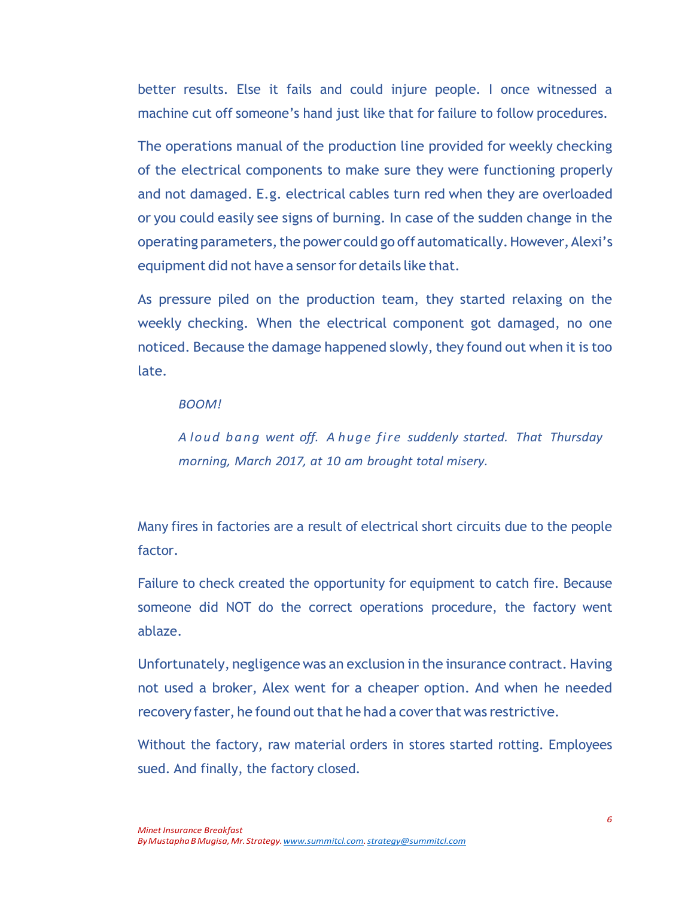better results. Else it fails and could injure people. I once witnessed a machine cut off someone's hand just like that for failure to follow procedures.

The operations manual of the production line provided for weekly checking of the electrical components to make sure they were functioning properly and not damaged. E.g. electrical cables turn red when they are overloaded or you could easily see signs of burning. In case of the sudden change in the operating parameters, the power could go off automatically. However, Alexi's equipment did not have a sensor for details like that.

As pressure piled on the production team, they started relaxing on the weekly checking. When the electrical component got damaged, no one noticed. Because the damage happened slowly, they found out when it is too late.

> *BOOM!*
>
> *A loud bang went off. A huge fire suddenly started. That Thursday morning, March 2017, at 10 am brought total misery.*

Many fires in factories are a result of electrical short circuits due to the people factor.

Failure to check created the opportunity for equipment to catch fire. Because someone did NOT do the correct operations procedure, the factory went ablaze.

Unfortunately, negligence was an exclusion in the insurance contract. Having not used a broker, Alex went for a cheaper option. And when he needed recovery faster, he found out that he had a cover that was restrictive.

Without the factory, raw material orders in stores started rotting. Employees sued. And finally, the factory closed.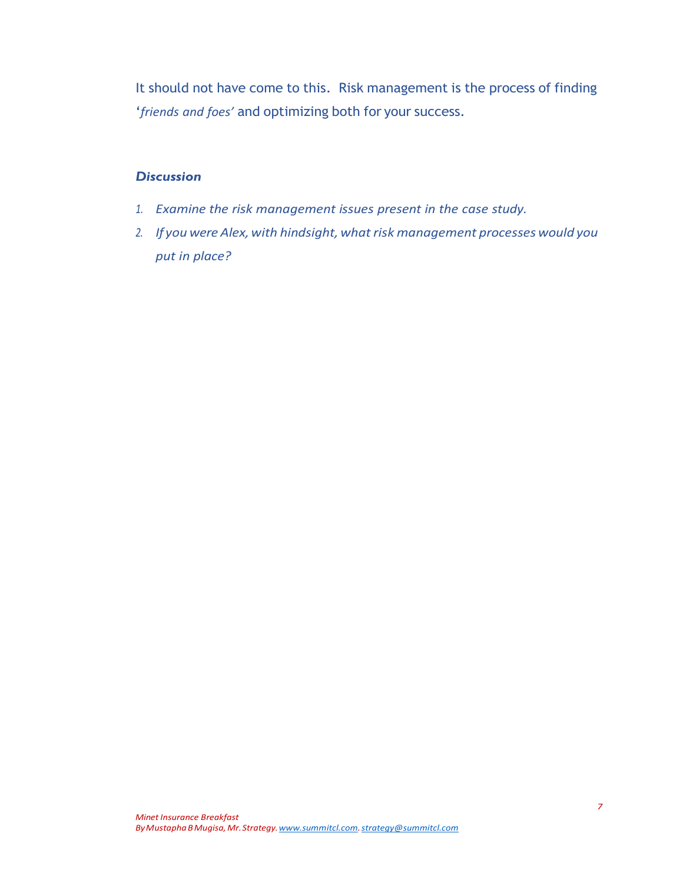It should not have come to this. Risk management is the process of finding '*friends and foes'* and optimizing both for your success.

### *Discussion*

1. *Examine the risk management issues present in the case study.*
2. *If you were Alex, with hindsight, what risk management processes would you put in place?*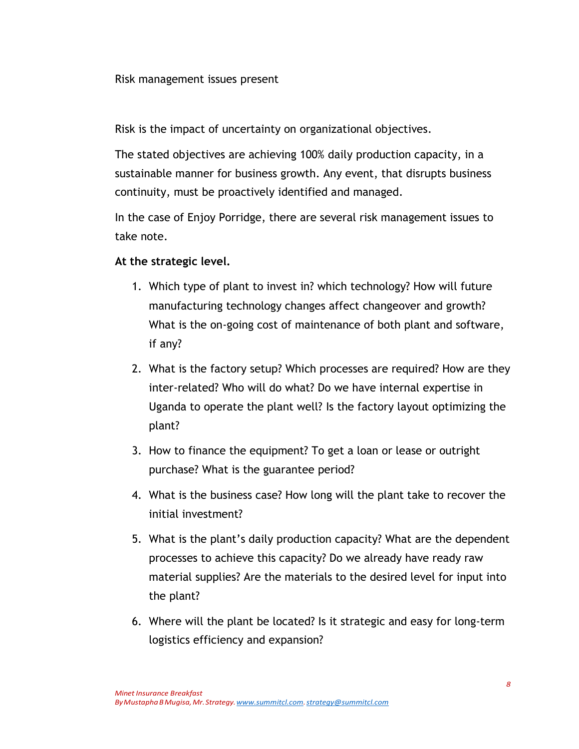Risk management issues present

Risk is the impact of uncertainty on organizational objectives.

The stated objectives are achieving 100% daily production capacity, in a sustainable manner for business growth. Any event, that disrupts business continuity, must be proactively identified and managed.

In the case of Enjoy Porridge, there are several risk management issues to take note.

**At the strategic level.**

1. Which type of plant to invest in? which technology? How will future manufacturing technology changes affect changeover and growth? What is the on-going cost of maintenance of both plant and software, if any?
2. What is the factory setup? Which processes are required? How are they inter-related? Who will do what? Do we have internal expertise in Uganda to operate the plant well? Is the factory layout optimizing the plant?
3. How to finance the equipment? To get a loan or lease or outright purchase? What is the guarantee period?
4. What is the business case? How long will the plant take to recover the initial investment?
5. What is the plant's daily production capacity? What are the dependent processes to achieve this capacity? Do we already have ready raw material supplies? Are the materials to the desired level for input into the plant?
6. Where will the plant be located? Is it strategic and easy for long-term logistics efficiency and expansion?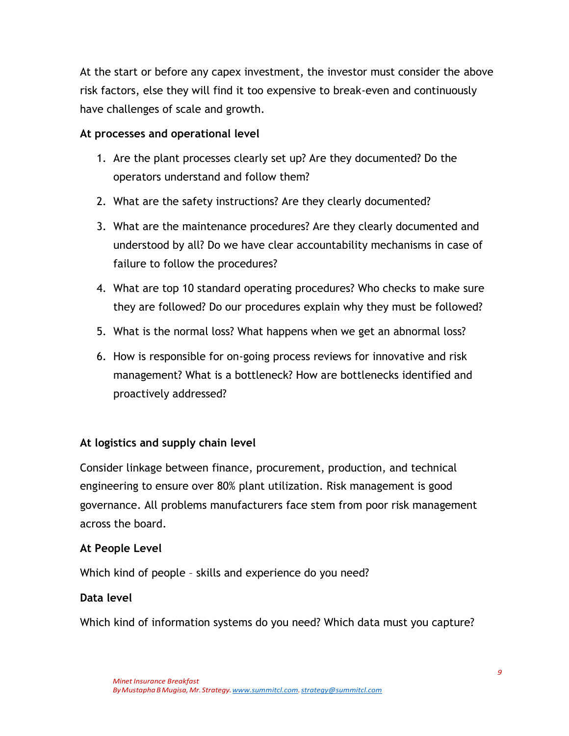At the start or before any capex investment, the investor must consider the above risk factors, else they will find it too expensive to break-even and continuously have challenges of scale and growth.

**At processes and operational level**

1. Are the plant processes clearly set up? Are they documented? Do the operators understand and follow them?
2. What are the safety instructions? Are they clearly documented?
3. What are the maintenance procedures? Are they clearly documented and understood by all? Do we have clear accountability mechanisms in case of failure to follow the procedures?
4. What are top 10 standard operating procedures? Who checks to make sure they are followed? Do our procedures explain why they must be followed?
5. What is the normal loss? What happens when we get an abnormal loss?
6. How is responsible for on-going process reviews for innovative and risk management? What is a bottleneck? How are bottlenecks identified and proactively addressed?

**At logistics and supply chain level**

Consider linkage between finance, procurement, production, and technical engineering to ensure over 80% plant utilization. Risk management is good governance. All problems manufacturers face stem from poor risk management across the board.

**At People Level**

Which kind of people – skills and experience do you need?

**Data level**

Which kind of information systems do you need? Which data must you capture?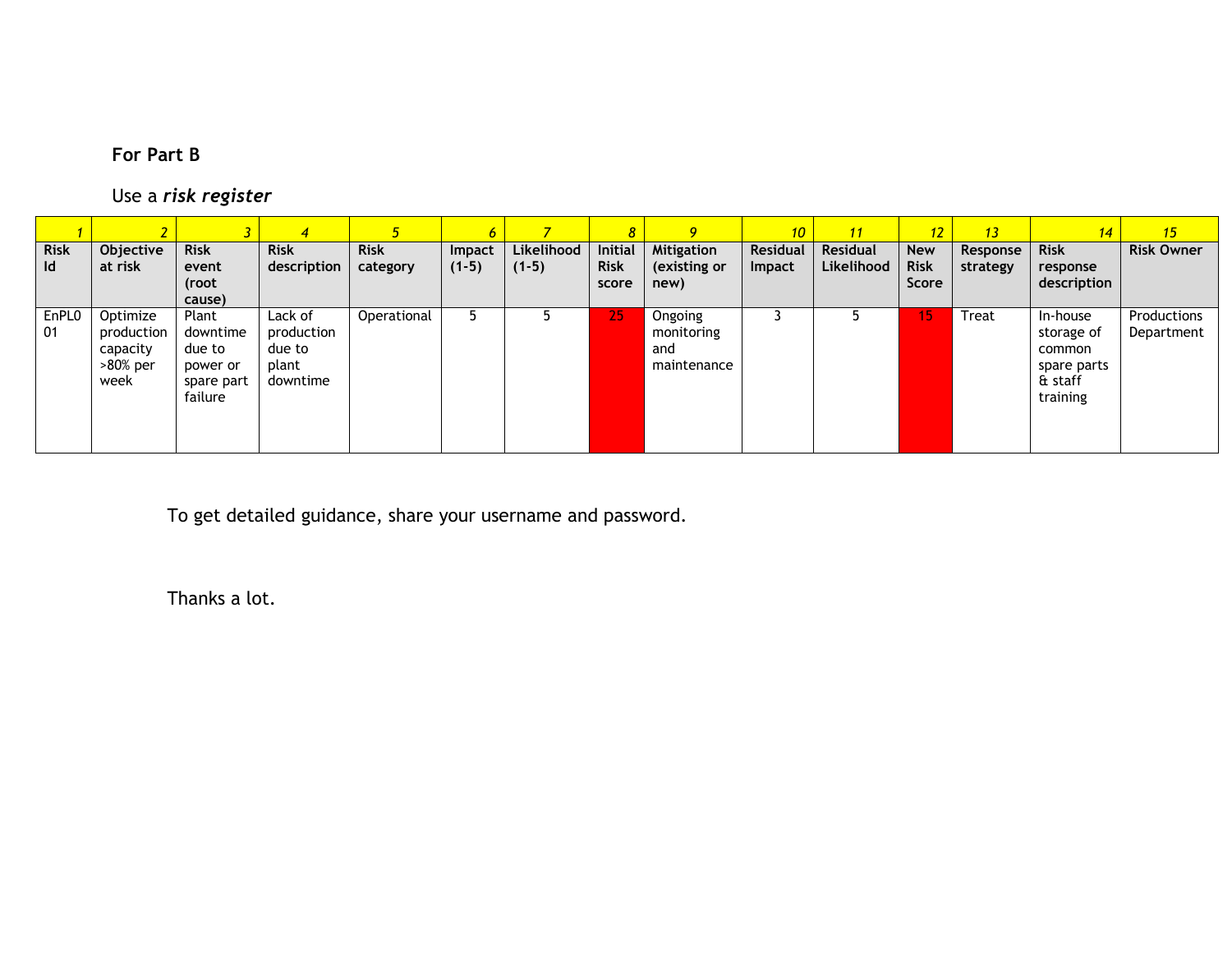**For Part B**

Use a ***risk register***

| *1* | *2* | *3* | *4* | *5* | *6* | *7* | *8* | *9* | *10* | *11* | *12* | *13* | *14* | *15* |
|---|---|---|---|---|---|---|---|---|---|---|---|---|---|---|
| **Risk Id** | **Objective at risk** | **Risk event (root cause)** | **Risk description** | **Risk category** | **Impact (1-5)** | **Likelihood (1-5)** | **Initial Risk score** | **Mitigation (existing or new)** | **Residual Impact** | **Residual Likelihood** | **New Risk Score** | **Response strategy** | **Risk response description** | **Risk Owner** |
| EnPL001 | Optimize production capacity >80% per week | Plant downtime due to power or spare part failure | Lack of production due to plant downtime | Operational | 5 | 5 | 25 | Ongoing monitoring and maintenance | 3 | 5 | 15 | Treat | In-house storage of common spare parts & staff training | Productions Department |

To get detailed guidance, share your username and password.

Thanks a lot.